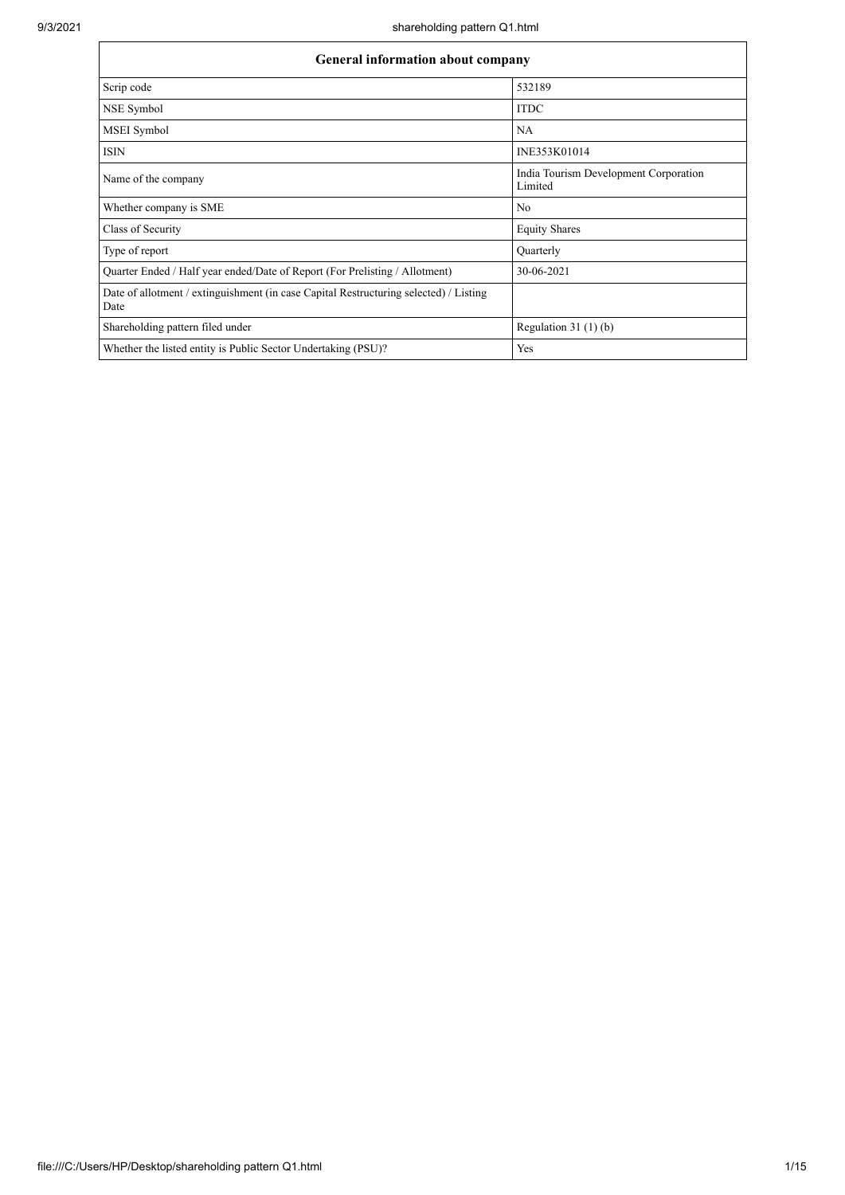| General information about company | |
|---|---|
| Scrip code | 532189 |
| NSE Symbol | ITDC |
| MSEI Symbol | NA |
| ISIN | INE353K01014 |
| Name of the company | India Tourism Development Corporation Limited |
| Whether company is SME | No |
| Class of Security | Equity Shares |
| Type of report | Quarterly |
| Quarter Ended / Half year ended/Date of Report (For Prelisting / Allotment) | 30-06-2021 |
| Date of allotment / extinguishment (in case Capital Restructuring selected) / Listing Date | |
| Shareholding pattern filed under | Regulation 31 (1) (b) |
| Whether the listed entity is Public Sector Undertaking (PSU)? | Yes |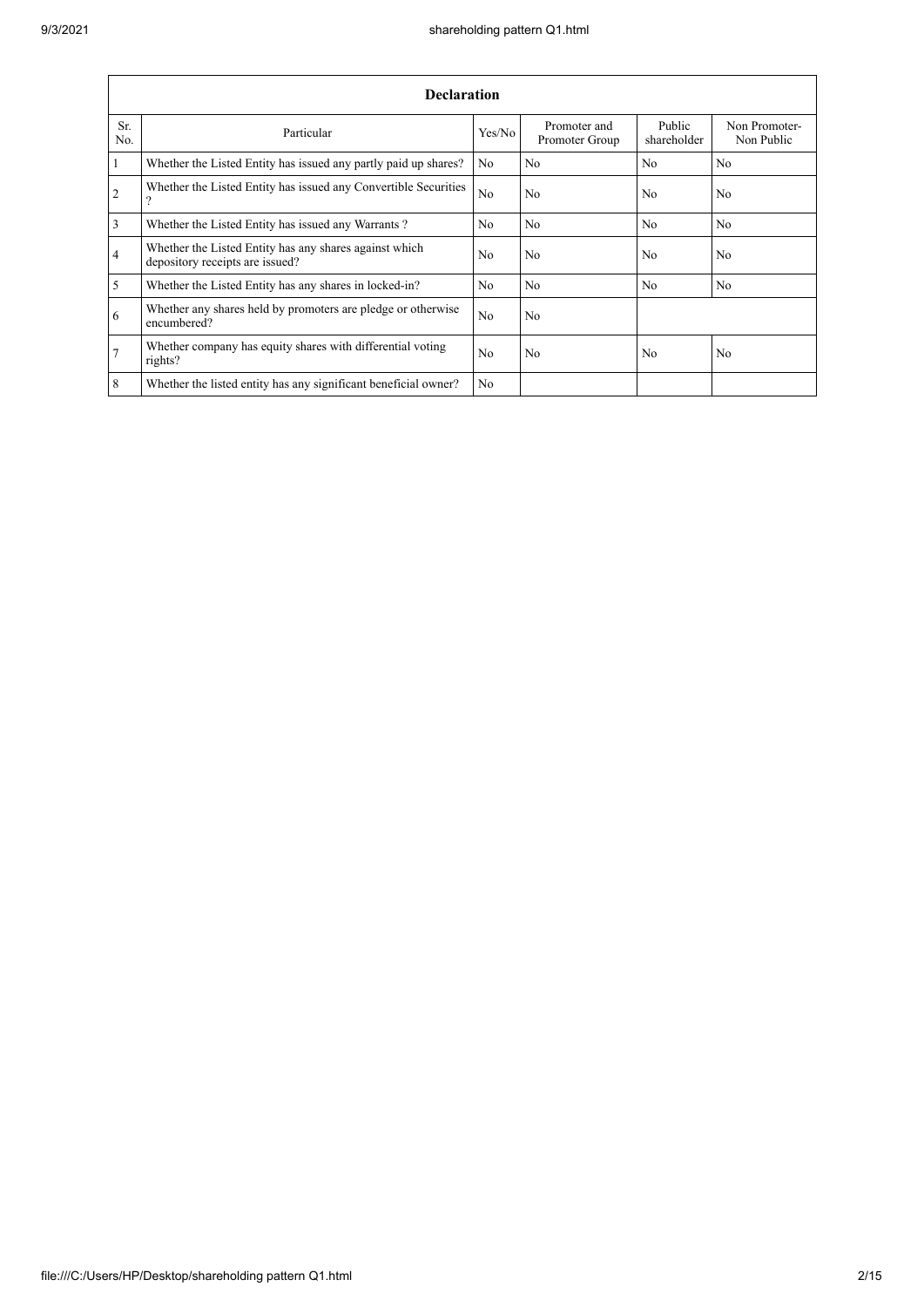| Declaration | | | | | |
|---|---|---|---|---|---|
| Sr. No. | Particular | Yes/No | Promoter and Promoter Group | Public shareholder | Non Promoter- Non Public |
| 1 | Whether the Listed Entity has issued any partly paid up shares? | No | No | No | No |
| 2 | Whether the Listed Entity has issued any Convertible Securities ? | No | No | No | No |
| 3 | Whether the Listed Entity has issued any Warrants ? | No | No | No | No |
| 4 | Whether the Listed Entity has any shares against which depository receipts are issued? | No | No | No | No |
| 5 | Whether the Listed Entity has any shares in locked-in? | No | No | No | No |
| 6 | Whether any shares held by promoters are pledge or otherwise encumbered? | No | No | | |
| 7 | Whether company has equity shares with differential voting rights? | No | No | No | No |
| 8 | Whether the listed entity has any significant beneficial owner? | No | | | |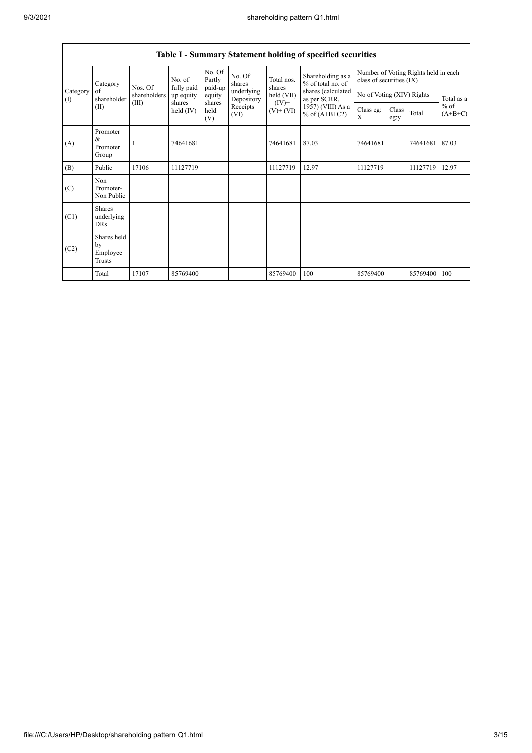| Table I - Summary Statement holding of specified securities | | | | | | | | | | | | |
|---|---|---|---|---|---|---|---|---|---|---|---|---|
| Category (I) | Category of shareholder (II) | Nos. Of shareholders (III) | No. of fully paid up equity shares held (IV) | No. Of Partly paid-up equity shares held (V) | No. Of shares underlying Depository Receipts (VI) | Total nos. shares held (VII) = (IV)+ (V)+ (VI) | Shareholding as a % of total no. of shares (calculated as per SCRR, 1957) (VIII) As a % of (A+B+C2) | Number of Voting Rights held in each class of securities (IX) | | | |
| | | | | | | | | No of Voting (XIV) Rights | | | Total as a % of (A+B+C) |
| | | | | | | | | Class eg: X | Class eg:y | Total | |
| (A) | Promoter & Promoter Group | 1 | 74641681 | | | 74641681 | 87.03 | 74641681 | | 74641681 | 87.03 |
| (B) | Public | 17106 | 11127719 | | | 11127719 | 12.97 | 11127719 | | 11127719 | 12.97 |
| (C) | Non Promoter- Non Public | | | | | | | | | | |
| (C1) | Shares underlying DRs | | | | | | | | | | |
| (C2) | Shares held by Employee Trusts | | | | | | | | | | |
| | Total | 17107 | 85769400 | | | 85769400 | 100 | 85769400 | | 85769400 | 100 |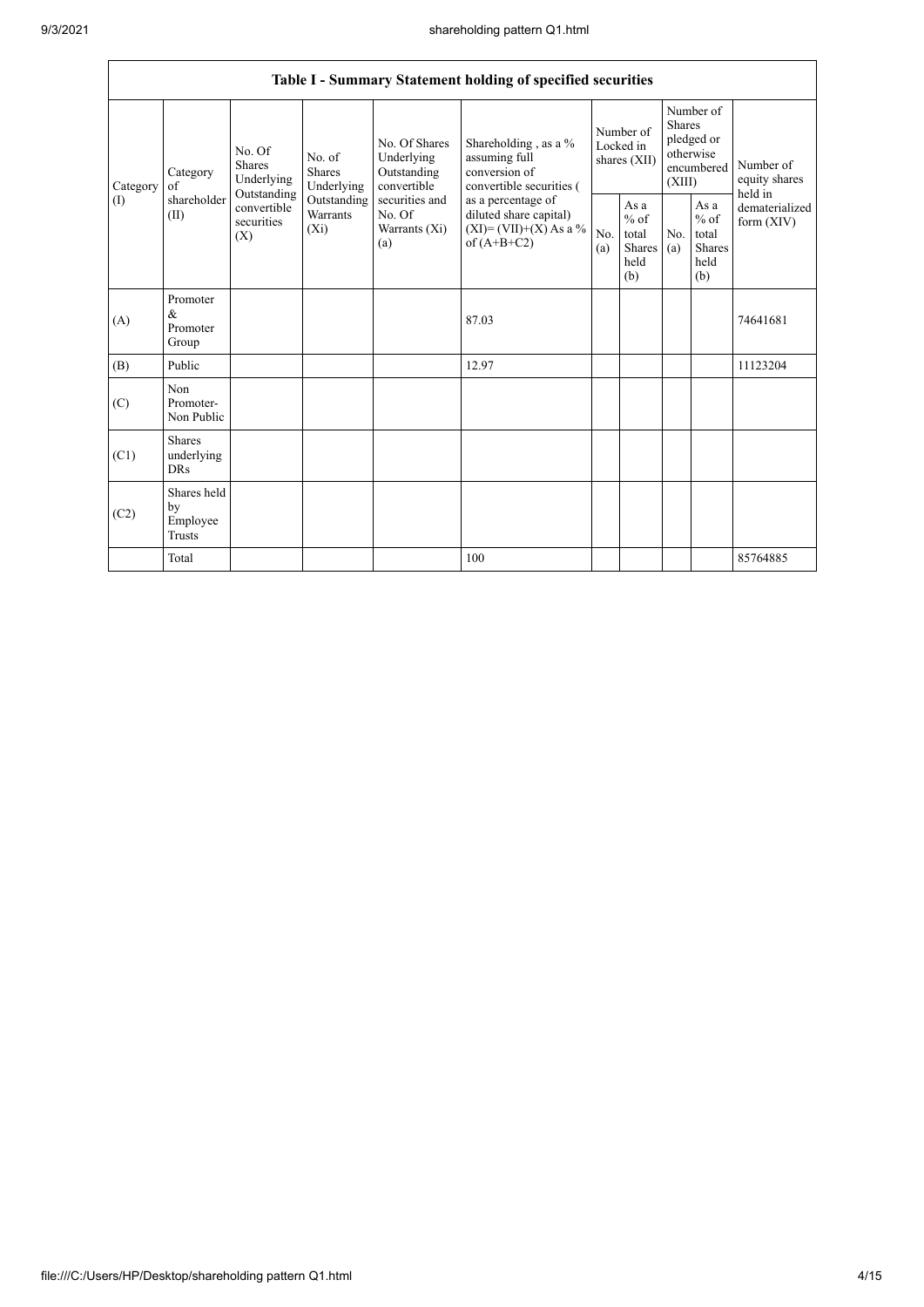| Table I - Summary Statement holding of specified securities | | | | | | | | | | |
|---|---|---|---|---|---|---|---|---|---|---|
| Category (I) | Category of shareholder (II) | No. Of Shares Underlying Outstanding convertible securities (X) | No. of Shares Underlying Outstanding Warrants (Xi) | No. Of Shares Underlying Outstanding convertible securities and No. Of Warrants (Xi) (a) | Shareholding , as a % assuming full conversion of convertible securities ( as a percentage of diluted share capital) (XI)= (VII)+(X) As a % of (A+B+C2) | Number of Locked in shares (XII) | | Number of Shares pledged or otherwise encumbered (XIII) | | Number of equity shares held in dematerialized form (XIV) |
| | | | | | | No. (a) | As a % of total Shares held (b) | No. (a) | As a % of total Shares held (b) | |
| (A) | Promoter & Promoter Group | | | | 87.03 | | | | | 74641681 |
| (B) | Public | | | | 12.97 | | | | | 11123204 |
| (C) | Non Promoter- Non Public | | | | | | | | | |
| (C1) | Shares underlying DRs | | | | | | | | | |
| (C2) | Shares held by Employee Trusts | | | | | | | | | |
| | Total | | | | 100 | | | | | 85764885 |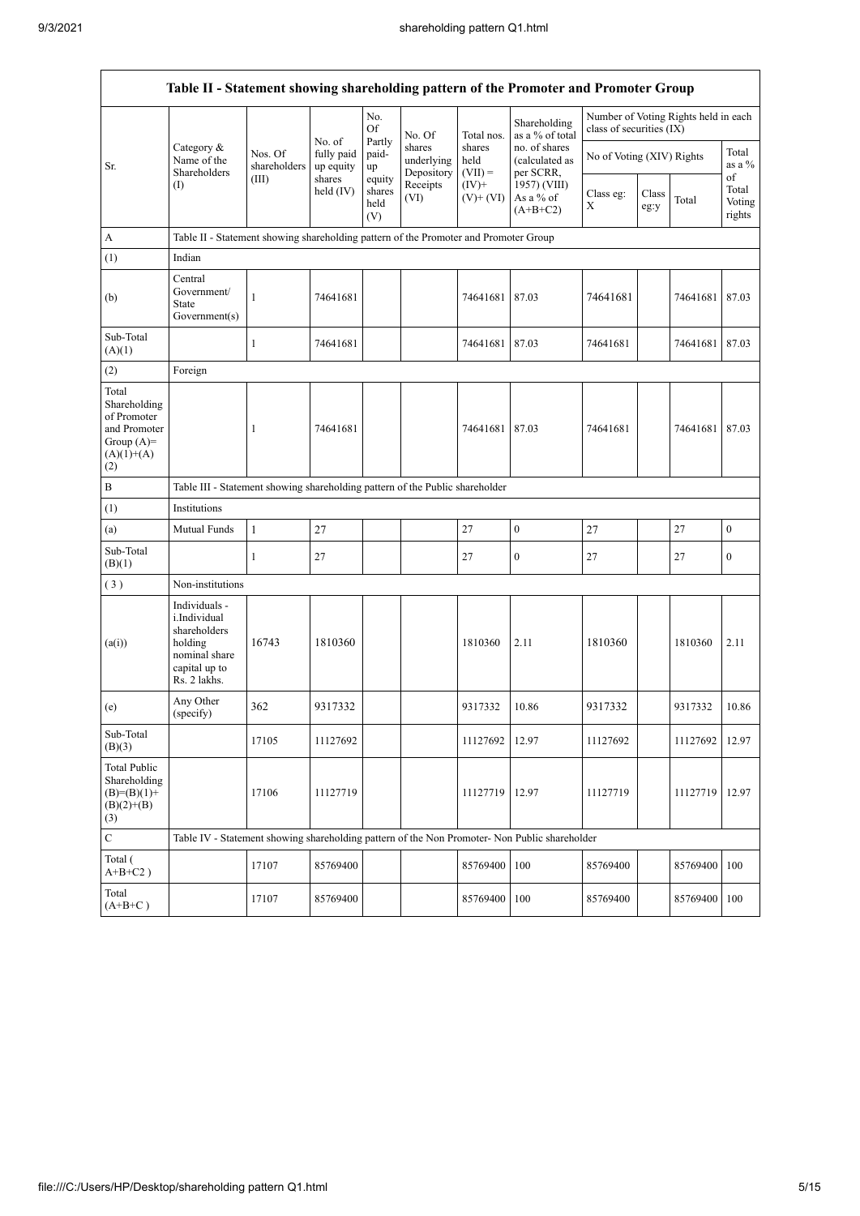| Table II - Statement showing shareholding pattern of the Promoter and Promoter Group | | | | | | | | | | | |
|---|---|---|---|---|---|---|---|---|---|---|---|
| Sr. | Category & Name of the Shareholders (I) | Nos. Of shareholders (III) | No. of fully paid up equity shares held (IV) | No. Of Partly paid-up equity shares held (V) | No. Of shares underlying Depository Receipts (VI) | Total nos. shares held (VII) = (IV)+ (V)+ (VI) | Shareholding as a % of total no. of shares (calculated as per SCRR, 1957) (VIII) As a % of (A+B+C2) | Number of Voting Rights held in each class of securities (IX) | | | |
| | | | | | | | | No of Voting (XIV) Rights | | | Total as a % of Total Voting rights |
| | | | | | | | | Class eg: X | Class eg:y | Total | |
| A | Table II - Statement showing shareholding pattern of the Promoter and Promoter Group | | | | | | | | | | |
| (1) | Indian | | | | | | | | | | |
| (b) | Central Government/ State Government(s) | 1 | 74641681 | | | 74641681 | 87.03 | 74641681 | | 74641681 | 87.03 |
| Sub-Total (A)(1) | | 1 | 74641681 | | | 74641681 | 87.03 | 74641681 | | 74641681 | 87.03 |
| (2) | Foreign | | | | | | | | | | |
| Total Shareholding of Promoter and Promoter Group (A)= (A)(1)+(A)(2) | | 1 | 74641681 | | | 74641681 | 87.03 | 74641681 | | 74641681 | 87.03 |
| B | Table III - Statement showing shareholding pattern of the Public shareholder | | | | | | | | | | |
| (1) | Institutions | | | | | | | | | | |
| (a) | Mutual Funds | 1 | 27 | | | 27 | 0 | 27 | | 27 | 0 |
| Sub-Total (B)(1) | | 1 | 27 | | | 27 | 0 | 27 | | 27 | 0 |
| (3) | Non-institutions | | | | | | | | | | |
| (a(i)) | Individuals - i.Individual shareholders holding nominal share capital up to Rs. 2 lakhs. | 16743 | 1810360 | | | 1810360 | 2.11 | 1810360 | | 1810360 | 2.11 |
| (e) | Any Other (specify) | 362 | 9317332 | | | 9317332 | 10.86 | 9317332 | | 9317332 | 10.86 |
| Sub-Total (B)(3) | | 17105 | 11127692 | | | 11127692 | 12.97 | 11127692 | | 11127692 | 12.97 |
| Total Public Shareholding (B)=(B)(1)+(B)(2)+(B)(3) | | 17106 | 11127719 | | | 11127719 | 12.97 | 11127719 | | 11127719 | 12.97 |
| C | Table IV - Statement showing shareholding pattern of the Non Promoter- Non Public shareholder | | | | | | | | | | |
| Total ( A+B+C2 ) | | 17107 | 85769400 | | | 85769400 | 100 | 85769400 | | 85769400 | 100 |
| Total (A+B+C ) | | 17107 | 85769400 | | | 85769400 | 100 | 85769400 | | 85769400 | 100 |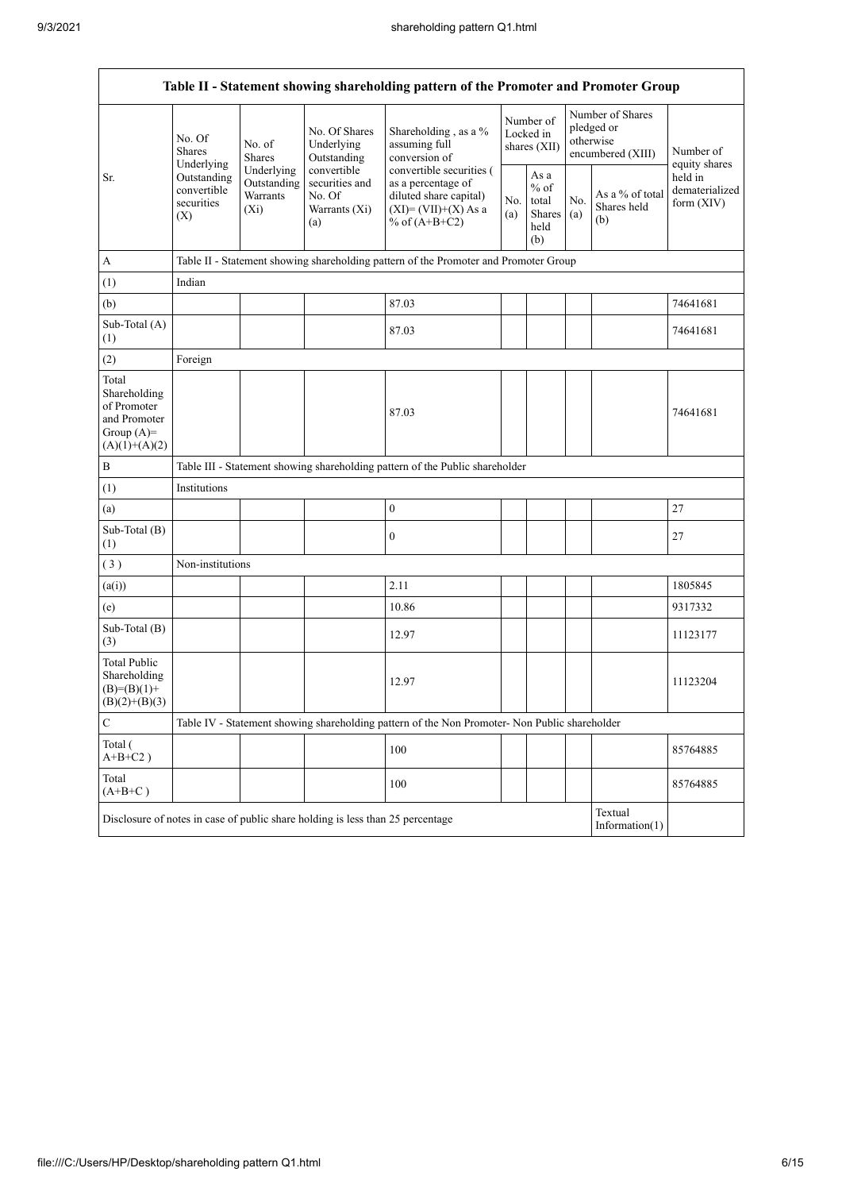| Table II - Statement showing shareholding pattern of the Promoter and Promoter Group | | | | | | | | | |
|---|---|---|---|---|---|---|---|---|---|
| Sr. | No. Of Shares Underlying Outstanding convertible securities (X) | No. of Shares Underlying Outstanding Warrants (Xi) | No. Of Shares Underlying Outstanding convertible securities and No. Of Warrants (Xi) (a) | Shareholding , as a % assuming full conversion of convertible securities ( as a percentage of diluted share capital) (XI)= (VII)+(X) As a % of (A+B+C2) | Number of Locked in shares (XII) | | Number of Shares pledged or otherwise encumbered (XIII) | | Number of equity shares held in dematerialized form (XIV) |
| | | | | | No. (a) | As a % of total Shares held (b) | No. (a) | As a % of total Shares held (b) | |
| A | Table II - Statement showing shareholding pattern of the Promoter and Promoter Group | | | | | | | | |
| (1) | Indian | | | | | | | | |
| (b) | | | | 87.03 | | | | | 74641681 |
| Sub-Total (A) (1) | | | | 87.03 | | | | | 74641681 |
| (2) | Foreign | | | | | | | | |
| Total Shareholding of Promoter and Promoter Group (A)= (A)(1)+(A)(2) | | | | 87.03 | | | | | 74641681 |
| B | Table III - Statement showing shareholding pattern of the Public shareholder | | | | | | | | |
| (1) | Institutions | | | | | | | | |
| (a) | | | | 0 | | | | | 27 |
| Sub-Total (B) (1) | | | | 0 | | | | | 27 |
| ( 3 ) | Non-institutions | | | | | | | | |
| (a(i)) | | | | 2.11 | | | | | 1805845 |
| (e) | | | | 10.86 | | | | | 9317332 |
| Sub-Total (B) (3) | | | | 12.97 | | | | | 11123177 |
| Total Public Shareholding (B)=(B)(1)+ (B)(2)+(B)(3) | | | | 12.97 | | | | | 11123204 |
| C | Table IV - Statement showing shareholding pattern of the Non Promoter- Non Public shareholder | | | | | | | | |
| Total ( A+B+C2 ) | | | | 100 | | | | | 85764885 |
| Total (A+B+C ) | | | | 100 | | | | | 85764885 |
| Disclosure of notes in case of public share holding is less than 25 percentage | | | | | | | | Textual Information(1) | |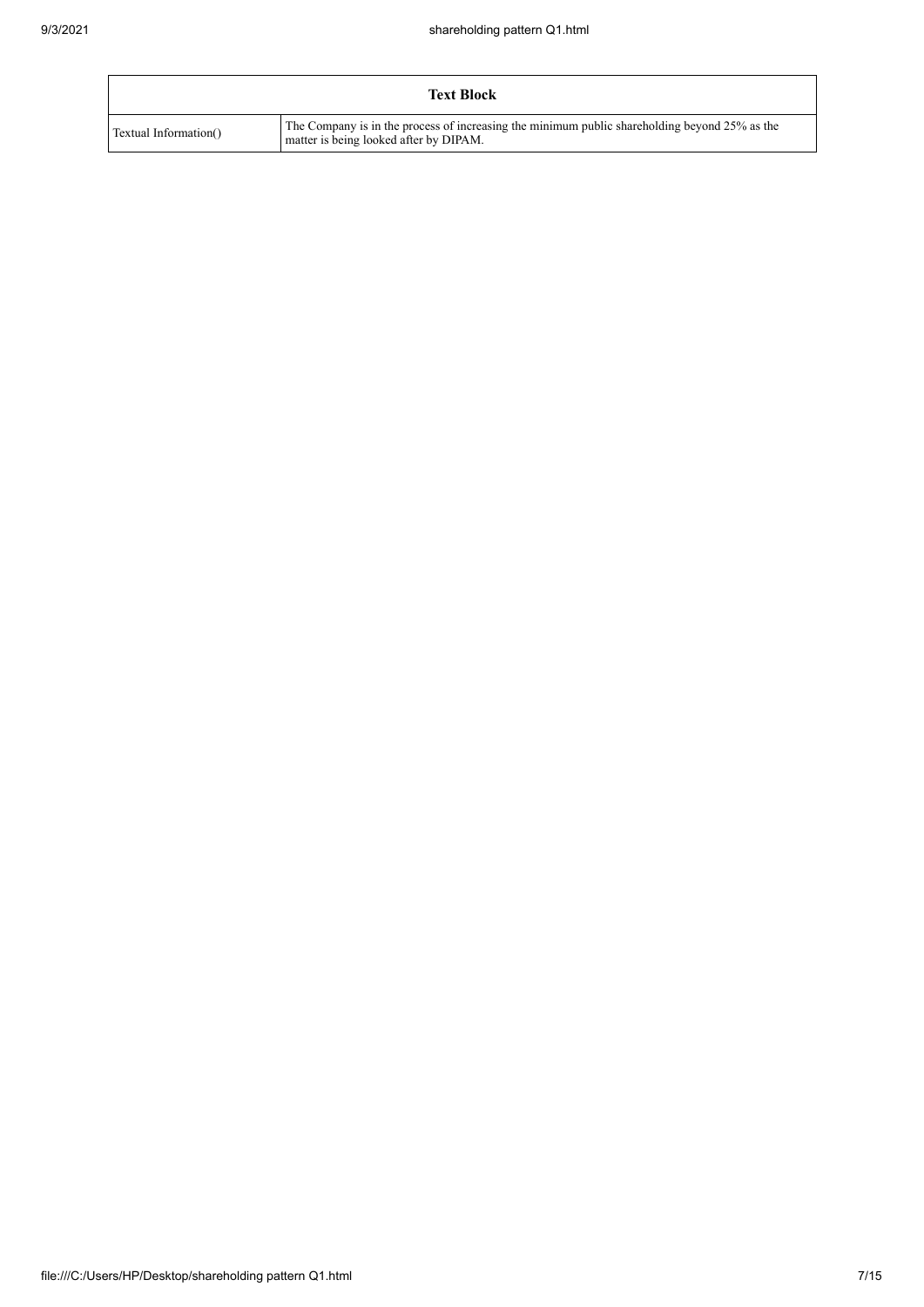| Text Block | |
|---|---|
| Textual Information() | The Company is in the process of increasing the minimum public shareholding beyond 25% as the matter is being looked after by DIPAM. |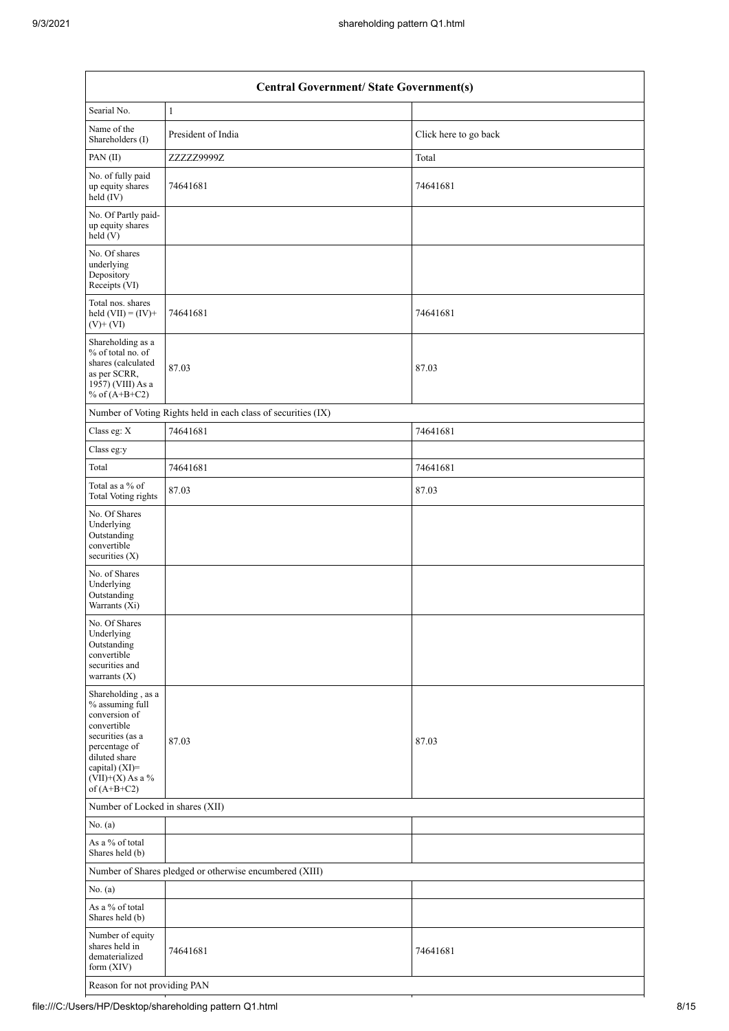| Central Government/ State Government(s) | | |
|---|---|---|
| Searial No. | 1 | |
| Name of the Shareholders (I) | President of India | Click here to go back |
| PAN (II) | ZZZZZ9999Z | Total |
| No. of fully paid up equity shares held (IV) | 74641681 | 74641681 |
| No. Of Partly paid-up equity shares held (V) | | |
| No. Of shares underlying Depository Receipts (VI) | | |
| Total nos. shares held (VII) = (IV)+ (V)+ (VI) | 74641681 | 74641681 |
| Shareholding as a % of total no. of shares (calculated as per SCRR, 1957) (VIII) As a % of (A+B+C2) | 87.03 | 87.03 |
| Number of Voting Rights held in each class of securities (IX) | | |
| Class eg: X | 74641681 | 74641681 |
| Class eg:y | | |
| Total | 74641681 | 74641681 |
| Total as a % of Total Voting rights | 87.03 | 87.03 |
| No. Of Shares Underlying Outstanding convertible securities (X) | | |
| No. of Shares Underlying Outstanding Warrants (Xi) | | |
| No. Of Shares Underlying Outstanding convertible securities and warrants (X) | | |
| Shareholding , as a % assuming full conversion of convertible securities (as a percentage of diluted share capital) (XI)= (VII)+(X) As a % of (A+B+C2) | 87.03 | 87.03 |
| Number of Locked in shares (XII) | | |
| No. (a) | | |
| As a % of total Shares held (b) | | |
| Number of Shares pledged or otherwise encumbered (XIII) | | |
| No. (a) | | |
| As a % of total Shares held (b) | | |
| Number of equity shares held in dematerialized form (XIV) | 74641681 | 74641681 |
| Reason for not providing PAN | | |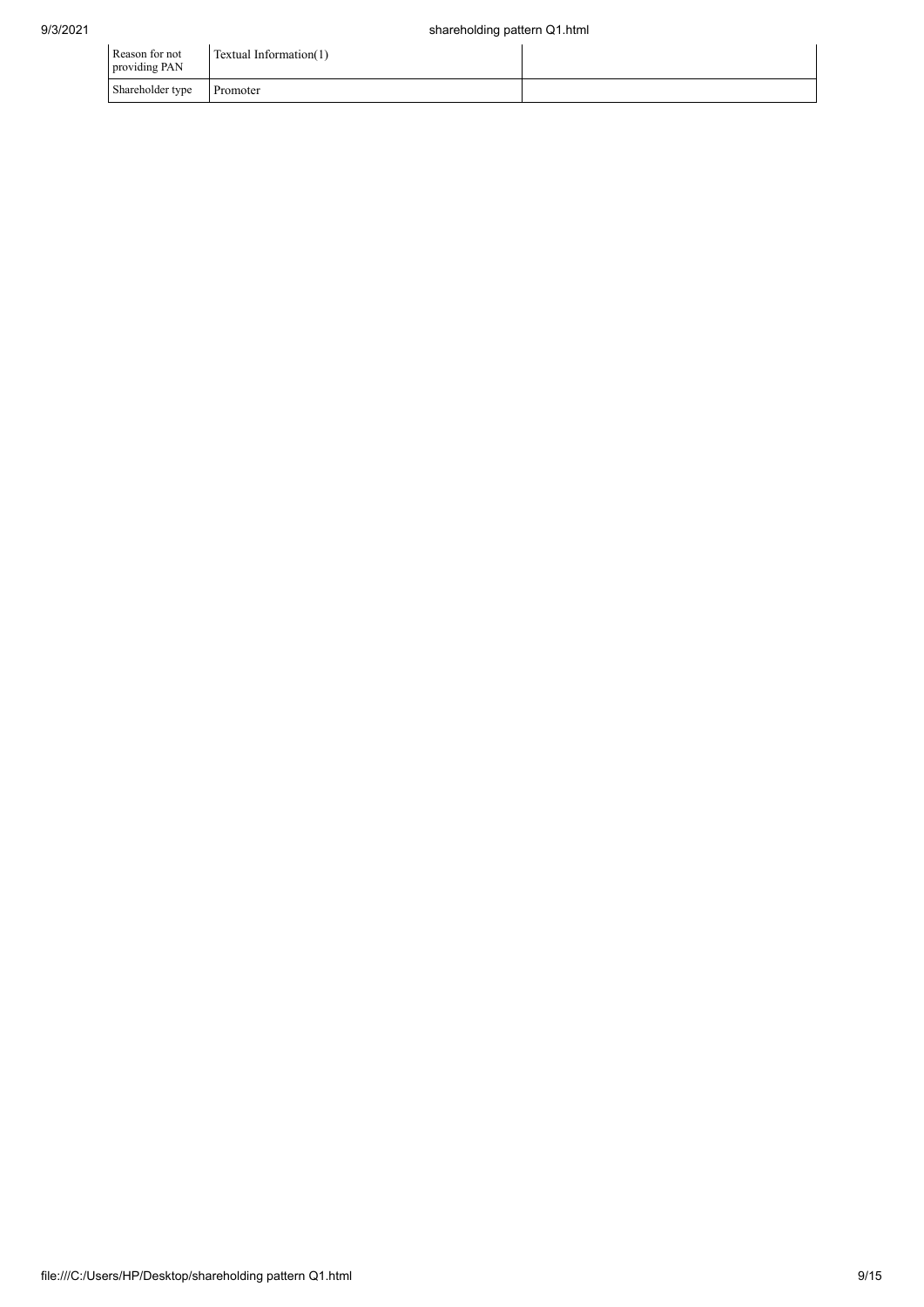| | | |
|---|---|---|
| Reason for not providing PAN | Textual Information(1) | |
| Shareholder type | Promoter | |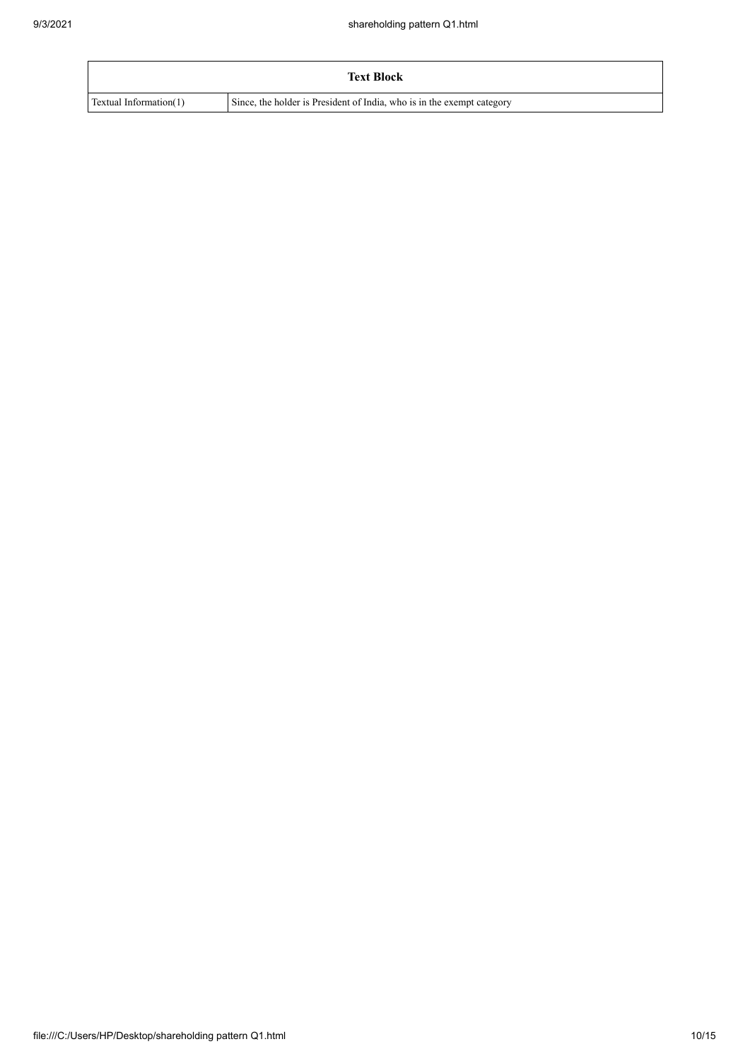| Text Block | |
|---|---|
| Textual Information(1) | Since, the holder is President of India, who is in the exempt category |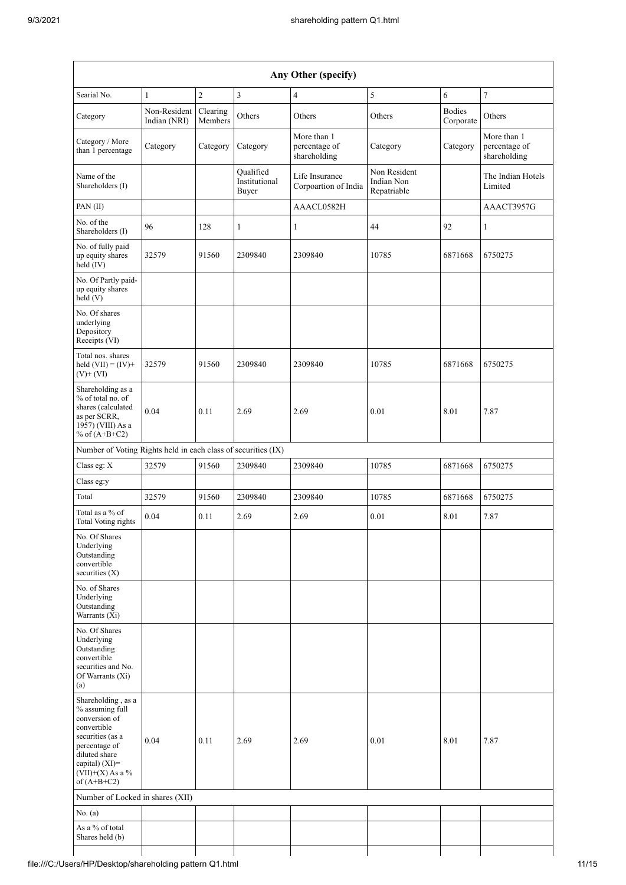| Any Other (specify) | | | | | | | |
|---|---|---|---|---|---|---|---|
| Searial No. | 1 | 2 | 3 | 4 | 5 | 6 | 7 |
| Category | Non-Resident Indian (NRI) | Clearing Members | Others | Others | Others | Bodies Corporate | Others |
| Category / More than 1 percentage | Category | Category | Category | More than 1 percentage of shareholding | Category | Category | More than 1 percentage of shareholding |
| Name of the Shareholders (I) | | | Qualified Institutional Buyer | Life Insurance Corpoartion of India | Non Resident Indian Non Repatriable | | The Indian Hotels Limited |
| PAN (II) | | | | AAACL0582H | | | AAACT3957G |
| No. of the Shareholders (I) | 96 | 128 | 1 | 1 | 44 | 92 | 1 |
| No. of fully paid up equity shares held (IV) | 32579 | 91560 | 2309840 | 2309840 | 10785 | 6871668 | 6750275 |
| No. Of Partly paid-up equity shares held (V) | | | | | | | |
| No. Of shares underlying Depository Receipts (VI) | | | | | | | |
| Total nos. shares held (VII) = (IV)+ (V)+ (VI) | 32579 | 91560 | 2309840 | 2309840 | 10785 | 6871668 | 6750275 |
| Shareholding as a % of total no. of shares (calculated as per SCRR, 1957) (VIII) As a % of (A+B+C2) | 0.04 | 0.11 | 2.69 | 2.69 | 0.01 | 8.01 | 7.87 |
| Number of Voting Rights held in each class of securities (IX) | | | | | | | |
| Class eg: X | 32579 | 91560 | 2309840 | 2309840 | 10785 | 6871668 | 6750275 |
| Class eg:y | | | | | | | |
| Total | 32579 | 91560 | 2309840 | 2309840 | 10785 | 6871668 | 6750275 |
| Total as a % of Total Voting rights | 0.04 | 0.11 | 2.69 | 2.69 | 0.01 | 8.01 | 7.87 |
| No. Of Shares Underlying Outstanding convertible securities (X) | | | | | | | |
| No. of Shares Underlying Outstanding Warrants (Xi) | | | | | | | |
| No. Of Shares Underlying Outstanding convertible securities and No. Of Warrants (Xi) (a) | | | | | | | |
| Shareholding , as a % assuming full conversion of convertible securities (as a percentage of diluted share capital) (XI)= (VII)+(X) As a % of (A+B+C2) | 0.04 | 0.11 | 2.69 | 2.69 | 0.01 | 8.01 | 7.87 |
| Number of Locked in shares (XII) | | | | | | | |
| No. (a) | | | | | | | |
| As a % of total Shares held (b) | | | | | | | |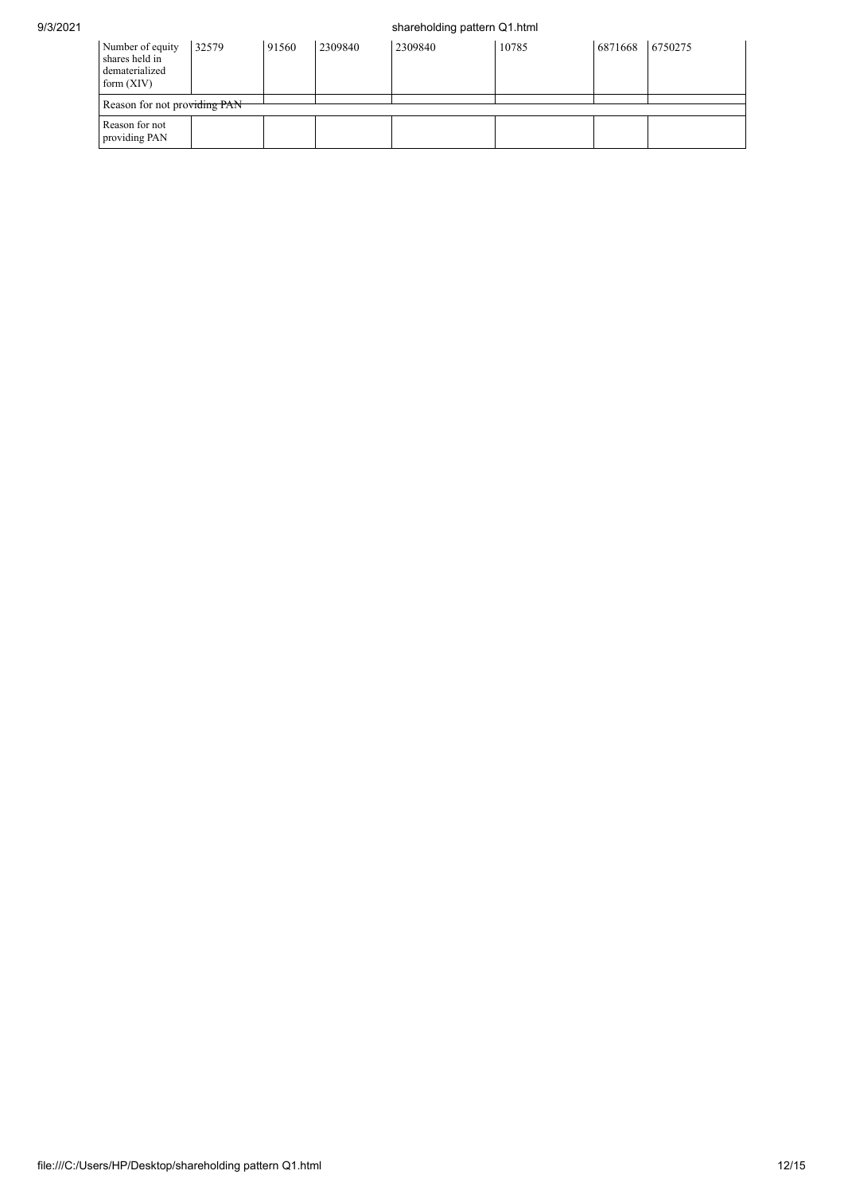| Number of equity shares held in dematerialized form (XIV) | 32579 | 91560 | 2309840 | 2309840 | 10785 | 6871668 | 6750275 |
|---|---|---|---|---|---|---|---|
| Reason for not providing PAN | | | | | | | |
| Reason for not providing PAN | | | | | | | |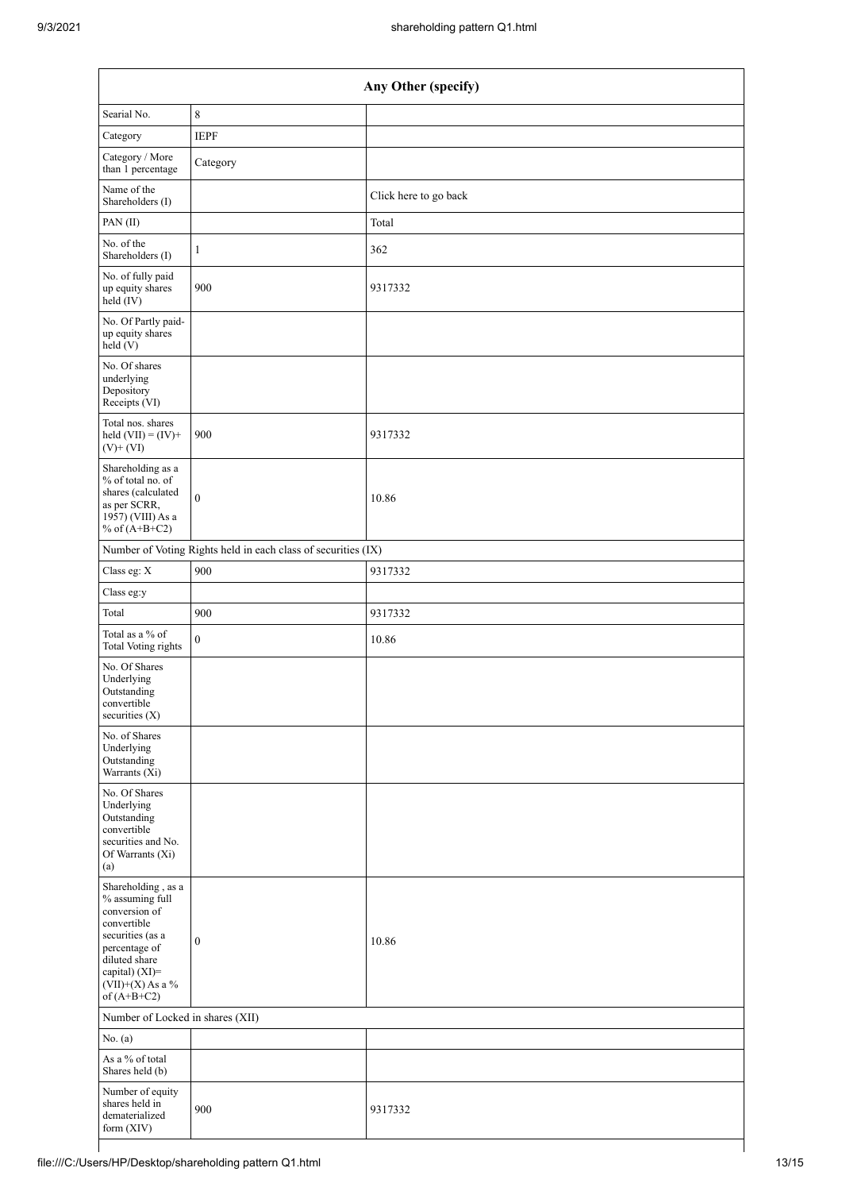| Any Other (specify) | | |
|---|---|---|
| Searial No. | 8 | |
| Category | IEPF | |
| Category / More than 1 percentage | Category | |
| Name of the Shareholders (I) | | Click here to go back |
| PAN (II) | | Total |
| No. of the Shareholders (I) | 1 | 362 |
| No. of fully paid up equity shares held (IV) | 900 | 9317332 |
| No. Of Partly paid-up equity shares held (V) | | |
| No. Of shares underlying Depository Receipts (VI) | | |
| Total nos. shares held (VII) = (IV)+ (V)+ (VI) | 900 | 9317332 |
| Shareholding as a % of total no. of shares (calculated as per SCRR, 1957) (VIII) As a % of (A+B+C2) | 0 | 10.86 |
| Number of Voting Rights held in each class of securities (IX) | | |
| Class eg: X | 900 | 9317332 |
| Class eg:y | | |
| Total | 900 | 9317332 |
| Total as a % of Total Voting rights | 0 | 10.86 |
| No. Of Shares Underlying Outstanding convertible securities (X) | | |
| No. of Shares Underlying Outstanding Warrants (Xi) | | |
| No. Of Shares Underlying Outstanding convertible securities and No. Of Warrants (Xi) (a) | | |
| Shareholding , as a % assuming full conversion of convertible securities (as a percentage of diluted share capital) (XI)= (VII)+(X) As a % of (A+B+C2) | 0 | 10.86 |
| Number of Locked in shares (XII) | | |
| No. (a) | | |
| As a % of total Shares held (b) | | |
| Number of equity shares held in dematerialized form (XIV) | 900 | 9317332 |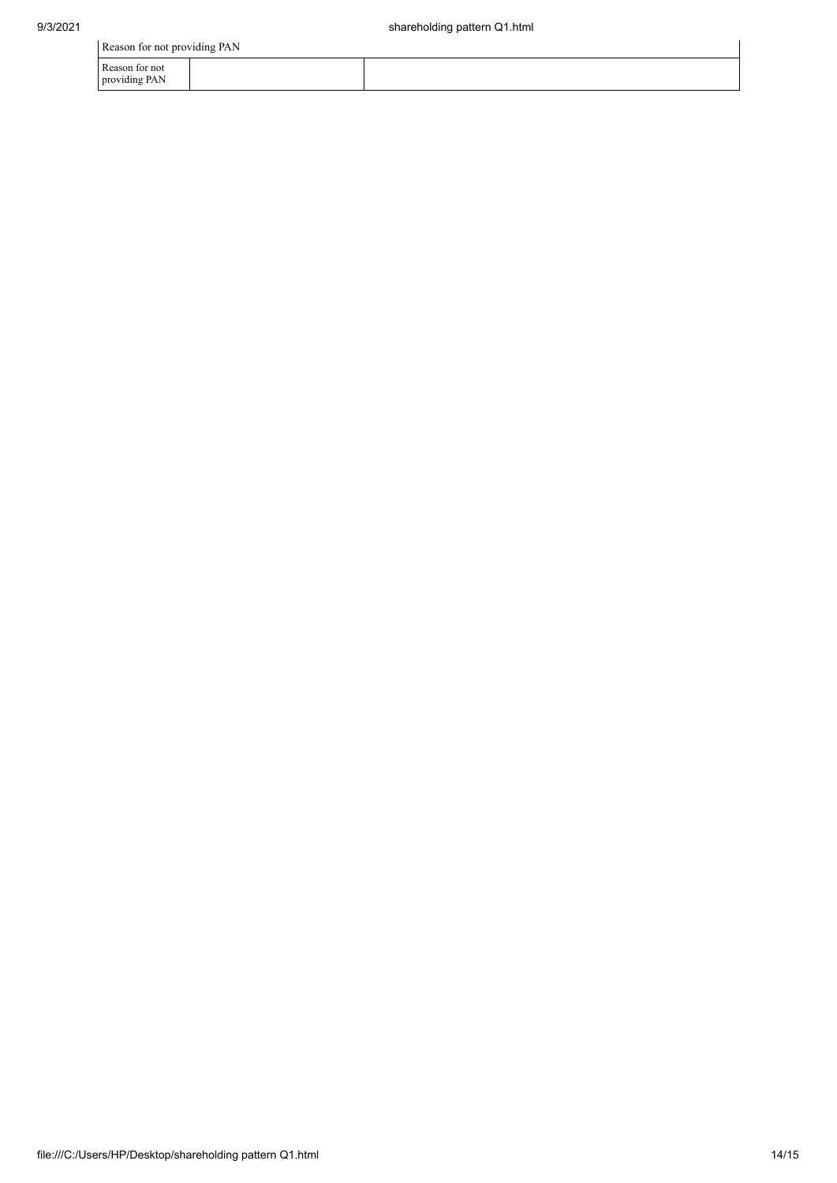| Reason for not providing PAN | | |
|---|---|---|
| Reason for not providing PAN | | |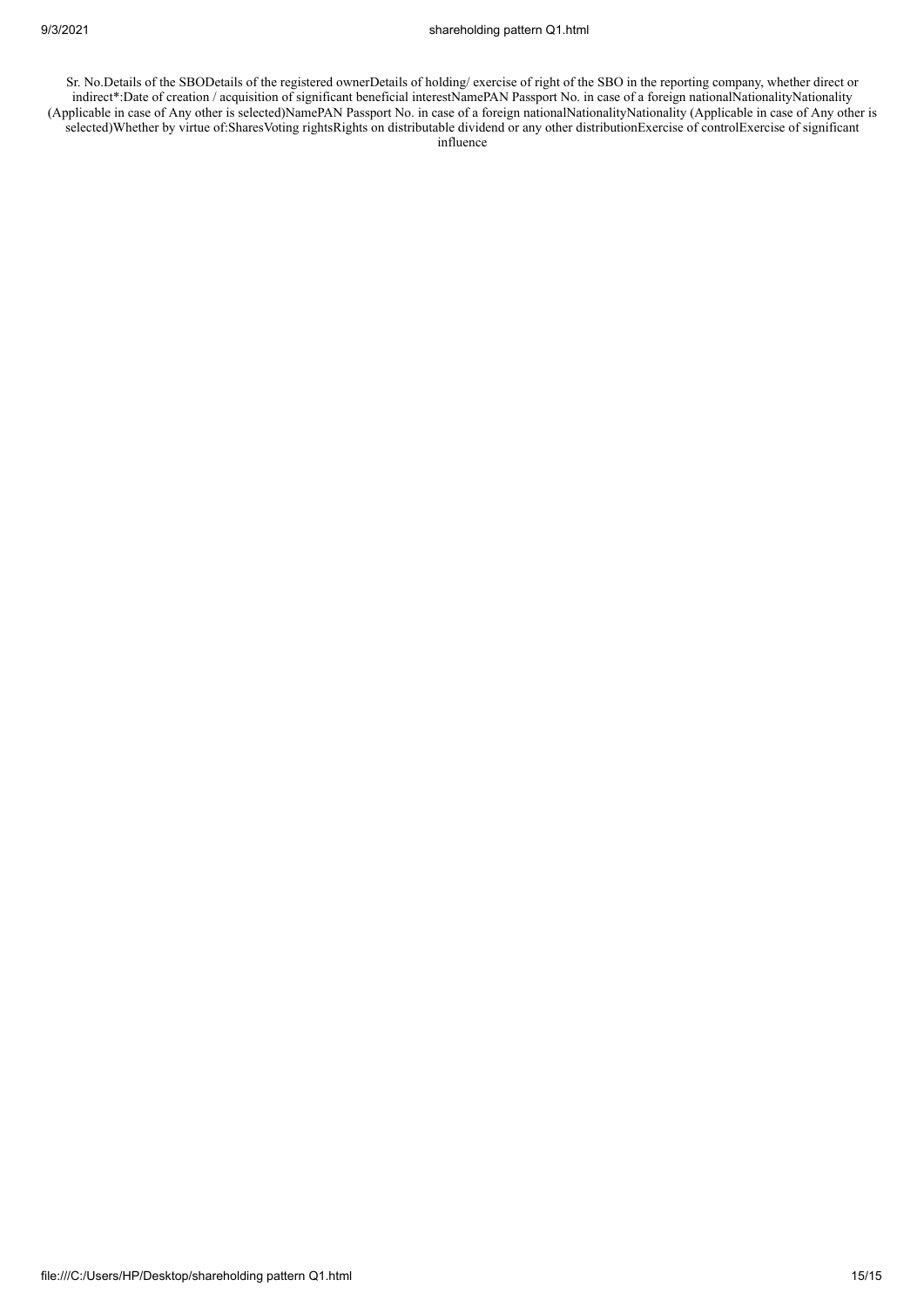Sr. No.Details of the SBODetails of the registered ownerDetails of holding/ exercise of right of the SBO in the reporting company, whether direct or indirect*:Date of creation / acquisition of significant beneficial interestNamePAN Passport No. in case of a foreign nationalNationalityNationality (Applicable in case of Any other is selected)NamePAN Passport No. in case of a foreign nationalNationalityNationality (Applicable in case of Any other is selected)Whether by virtue of:SharesVoting rightsRights on distributable dividend or any other distributionExercise of controlExercise of significant influence